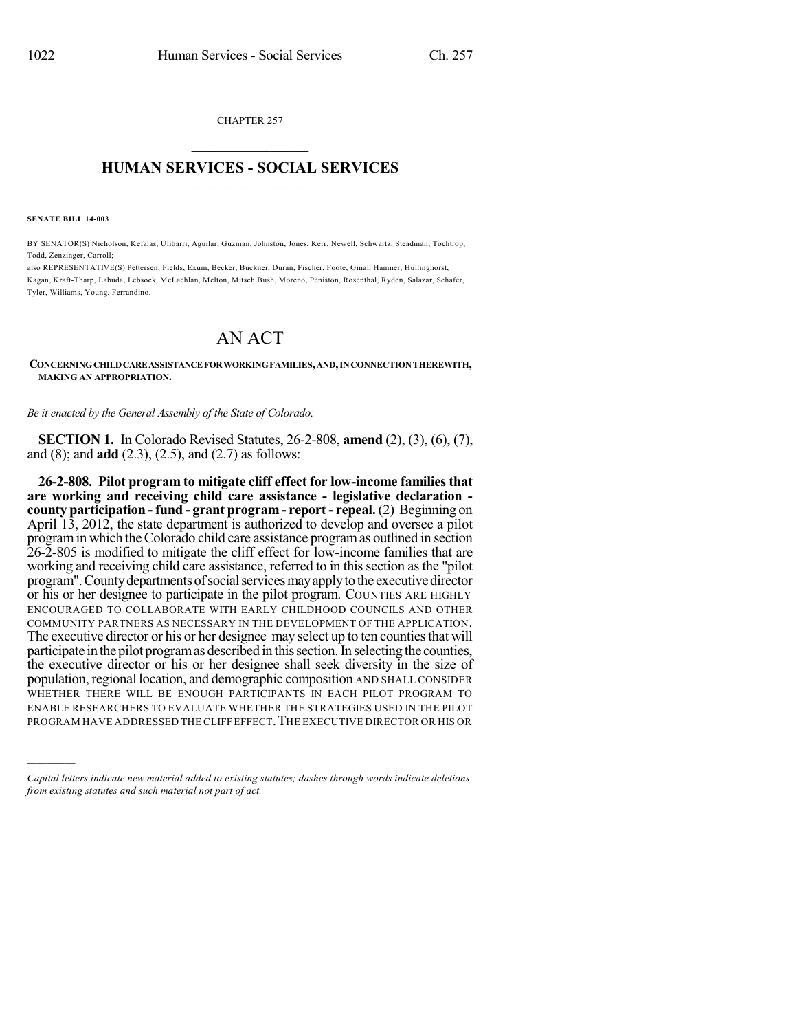CHAPTER 257

# HUMAN SERVICES - SOCIAL SERVICES

**SENATE BILL 14-003**

BY SENATOR(S) Nicholson, Kefalas, Ulibarri, Aguilar, Guzman, Johnston, Jones, Kerr, Newell, Schwartz, Steadman, Tochtrop, Todd, Zenzinger, Carroll;

also REPRESENTATIVE(S) Pettersen, Fields, Exum, Becker, Buckner, Duran, Fischer, Foote, Ginal, Hamner, Hullinghorst, Kagan, Kraft-Tharp, Labuda, Lebsock, McLachlan, Melton, Mitsch Bush, Moreno, Peniston, Rosenthal, Ryden, Salazar, Schafer, Tyler, Williams, Young, Ferrandino.

# AN ACT

**CONCERNING CHILD CARE ASSISTANCE FOR WORKING FAMILIES, AND, IN CONNECTION THEREWITH, MAKING AN APPROPRIATION.**

*Be it enacted by the General Assembly of the State of Colorado:*

**SECTION 1.** In Colorado Revised Statutes, 26-2-808, **amend** (2), (3), (6), (7), and (8); and **add** (2.3), (2.5), and (2.7) as follows:

**26-2-808. Pilot program to mitigate cliff effect for low-income families that are working and receiving child care assistance - legislative declaration - county participation - fund - grant program - report - repeal.** (2) Beginning on April 13, 2012, the state department is authorized to develop and oversee a pilot program in which the Colorado child care assistance program as outlined in section 26-2-805 is modified to mitigate the cliff effect for low-income families that are working and receiving child care assistance, referred to in this section as the "pilot program". County departments of social services may apply to the executive director or his or her designee to participate in the pilot program. COUNTIES ARE HIGHLY ENCOURAGED TO COLLABORATE WITH EARLY CHILDHOOD COUNCILS AND OTHER COMMUNITY PARTNERS AS NECESSARY IN THE DEVELOPMENT OF THE APPLICATION. The executive director or his or her designee may select up to ten counties that will participate in the pilot program as described in this section. In selecting the counties, the executive director or his or her designee shall seek diversity in the size of population, regional location, and demographic composition AND SHALL CONSIDER WHETHER THERE WILL BE ENOUGH PARTICIPANTS IN EACH PILOT PROGRAM TO ENABLE RESEARCHERS TO EVALUATE WHETHER THE STRATEGIES USED IN THE PILOT PROGRAM HAVE ADDRESSED THE CLIFF EFFECT. THE EXECUTIVE DIRECTOR OR HIS OR

*Capital letters indicate new material added to existing statutes; dashes through words indicate deletions from existing statutes and such material not part of act.*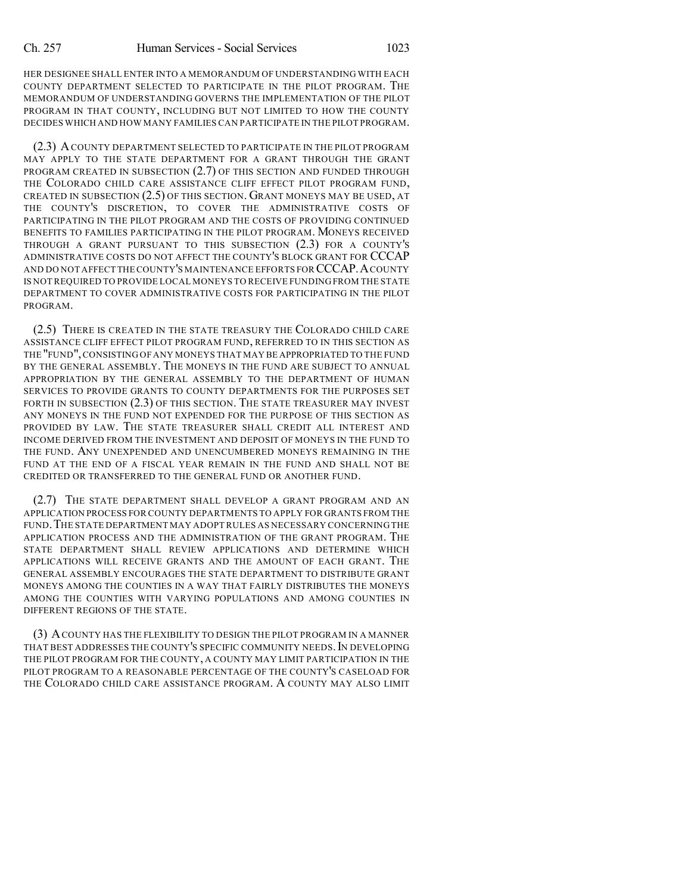HER DESIGNEE SHALL ENTER INTO A MEMORANDUM OF UNDERSTANDING WITH EACH COUNTY DEPARTMENT SELECTED TO PARTICIPATE IN THE PILOT PROGRAM. THE MEMORANDUM OF UNDERSTANDING GOVERNS THE IMPLEMENTATION OF THE PILOT PROGRAM IN THAT COUNTY, INCLUDING BUT NOT LIMITED TO HOW THE COUNTY DECIDES WHICH AND HOW MANY FAMILIES CAN PARTICIPATE IN THE PILOT PROGRAM.

(2.3) A COUNTY DEPARTMENT SELECTED TO PARTICIPATE IN THE PILOT PROGRAM MAY APPLY TO THE STATE DEPARTMENT FOR A GRANT THROUGH THE GRANT PROGRAM CREATED IN SUBSECTION (2.7) OF THIS SECTION AND FUNDED THROUGH THE COLORADO CHILD CARE ASSISTANCE CLIFF EFFECT PILOT PROGRAM FUND, CREATED IN SUBSECTION (2.5) OF THIS SECTION. GRANT MONEYS MAY BE USED, AT THE COUNTY'S DISCRETION, TO COVER THE ADMINISTRATIVE COSTS OF PARTICIPATING IN THE PILOT PROGRAM AND THE COSTS OF PROVIDING CONTINUED BENEFITS TO FAMILIES PARTICIPATING IN THE PILOT PROGRAM. MONEYS RECEIVED THROUGH A GRANT PURSUANT TO THIS SUBSECTION (2.3) FOR A COUNTY'S ADMINISTRATIVE COSTS DO NOT AFFECT THE COUNTY'S BLOCK GRANT FOR CCCAP AND DO NOT AFFECT THE COUNTY'S MAINTENANCE EFFORTS FOR CCCAP. A COUNTY IS NOT REQUIRED TO PROVIDE LOCAL MONEYS TO RECEIVE FUNDING FROM THE STATE DEPARTMENT TO COVER ADMINISTRATIVE COSTS FOR PARTICIPATING IN THE PILOT PROGRAM.

(2.5) THERE IS CREATED IN THE STATE TREASURY THE COLORADO CHILD CARE ASSISTANCE CLIFF EFFECT PILOT PROGRAM FUND, REFERRED TO IN THIS SECTION AS THE "FUND", CONSISTING OF ANY MONEYS THAT MAY BE APPROPRIATED TO THE FUND BY THE GENERAL ASSEMBLY. THE MONEYS IN THE FUND ARE SUBJECT TO ANNUAL APPROPRIATION BY THE GENERAL ASSEMBLY TO THE DEPARTMENT OF HUMAN SERVICES TO PROVIDE GRANTS TO COUNTY DEPARTMENTS FOR THE PURPOSES SET FORTH IN SUBSECTION (2.3) OF THIS SECTION. THE STATE TREASURER MAY INVEST ANY MONEYS IN THE FUND NOT EXPENDED FOR THE PURPOSE OF THIS SECTION AS PROVIDED BY LAW. THE STATE TREASURER SHALL CREDIT ALL INTEREST AND INCOME DERIVED FROM THE INVESTMENT AND DEPOSIT OF MONEYS IN THE FUND TO THE FUND. ANY UNEXPENDED AND UNENCUMBERED MONEYS REMAINING IN THE FUND AT THE END OF A FISCAL YEAR REMAIN IN THE FUND AND SHALL NOT BE CREDITED OR TRANSFERRED TO THE GENERAL FUND OR ANOTHER FUND.

(2.7) THE STATE DEPARTMENT SHALL DEVELOP A GRANT PROGRAM AND AN APPLICATION PROCESS FOR COUNTY DEPARTMENTS TO APPLY FOR GRANTS FROM THE FUND. THE STATE DEPARTMENT MAY ADOPT RULES AS NECESSARY CONCERNING THE APPLICATION PROCESS AND THE ADMINISTRATION OF THE GRANT PROGRAM. THE STATE DEPARTMENT SHALL REVIEW APPLICATIONS AND DETERMINE WHICH APPLICATIONS WILL RECEIVE GRANTS AND THE AMOUNT OF EACH GRANT. THE GENERAL ASSEMBLY ENCOURAGES THE STATE DEPARTMENT TO DISTRIBUTE GRANT MONEYS AMONG THE COUNTIES IN A WAY THAT FAIRLY DISTRIBUTES THE MONEYS AMONG THE COUNTIES WITH VARYING POPULATIONS AND AMONG COUNTIES IN DIFFERENT REGIONS OF THE STATE.

(3) A COUNTY HAS THE FLEXIBILITY TO DESIGN THE PILOT PROGRAM IN A MANNER THAT BEST ADDRESSES THE COUNTY'S SPECIFIC COMMUNITY NEEDS. IN DEVELOPING THE PILOT PROGRAM FOR THE COUNTY, A COUNTY MAY LIMIT PARTICIPATION IN THE PILOT PROGRAM TO A REASONABLE PERCENTAGE OF THE COUNTY'S CASELOAD FOR THE COLORADO CHILD CARE ASSISTANCE PROGRAM. A COUNTY MAY ALSO LIMIT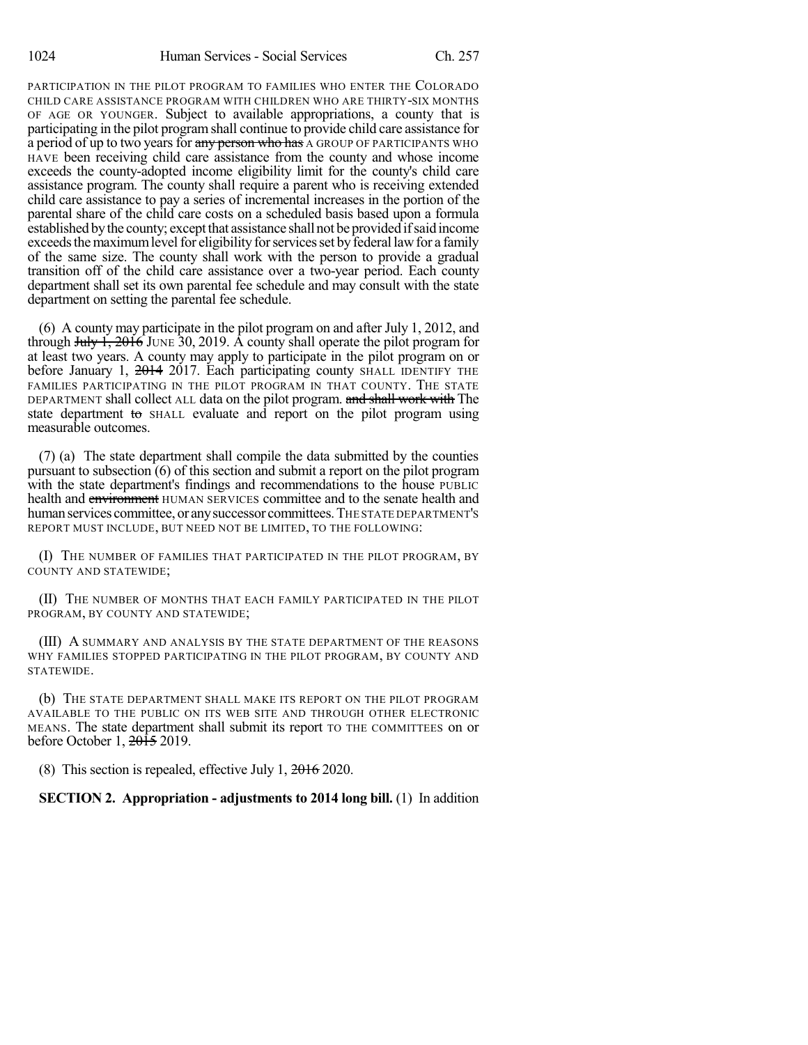PARTICIPATION IN THE PILOT PROGRAM TO FAMILIES WHO ENTER THE COLORADO CHILD CARE ASSISTANCE PROGRAM WITH CHILDREN WHO ARE THIRTY-SIX MONTHS OF AGE OR YOUNGER. Subject to available appropriations, a county that is participating in the pilot program shall continue to provide child care assistance for a period of up to two years for ~~any person who has~~ A GROUP OF PARTICIPANTS WHO HAVE been receiving child care assistance from the county and whose income exceeds the county-adopted income eligibility limit for the county's child care assistance program. The county shall require a parent who is receiving extended child care assistance to pay a series of incremental increases in the portion of the parental share of the child care costs on a scheduled basis based upon a formula established by the county; except that assistance shall not be provided if said income exceeds the maximum level for eligibility for services set by federal law for a family of the same size. The county shall work with the person to provide a gradual transition off of the child care assistance over a two-year period. Each county department shall set its own parental fee schedule and may consult with the state department on setting the parental fee schedule.

(6) A county may participate in the pilot program on and after July 1, 2012, and through ~~July 1, 2016~~ JUNE 30, 2019. A county shall operate the pilot program for at least two years. A county may apply to participate in the pilot program on or before January 1, ~~2014~~ 2017. Each participating county SHALL IDENTIFY THE FAMILIES PARTICIPATING IN THE PILOT PROGRAM IN THAT COUNTY. THE STATE DEPARTMENT shall collect ALL data on the pilot program. ~~and shall work with~~ The state department ~~to~~ SHALL evaluate and report on the pilot program using measurable outcomes.

(7) (a) The state department shall compile the data submitted by the counties pursuant to subsection (6) of this section and submit a report on the pilot program with the state department's findings and recommendations to the house PUBLIC health and ~~environment~~ HUMAN SERVICES committee and to the senate health and human services committee, or any successor committees. THE STATE DEPARTMENT'S REPORT MUST INCLUDE, BUT NEED NOT BE LIMITED, TO THE FOLLOWING:

(I) THE NUMBER OF FAMILIES THAT PARTICIPATED IN THE PILOT PROGRAM, BY COUNTY AND STATEWIDE;

(II) THE NUMBER OF MONTHS THAT EACH FAMILY PARTICIPATED IN THE PILOT PROGRAM, BY COUNTY AND STATEWIDE;

(III) A SUMMARY AND ANALYSIS BY THE STATE DEPARTMENT OF THE REASONS WHY FAMILIES STOPPED PARTICIPATING IN THE PILOT PROGRAM, BY COUNTY AND STATEWIDE.

(b) THE STATE DEPARTMENT SHALL MAKE ITS REPORT ON THE PILOT PROGRAM AVAILABLE TO THE PUBLIC ON ITS WEB SITE AND THROUGH OTHER ELECTRONIC MEANS. The state department shall submit its report TO THE COMMITTEES on or before October 1, ~~2015~~ 2019.

(8) This section is repealed, effective July 1, ~~2016~~ 2020.

**SECTION 2. Appropriation - adjustments to 2014 long bill.** (1) In addition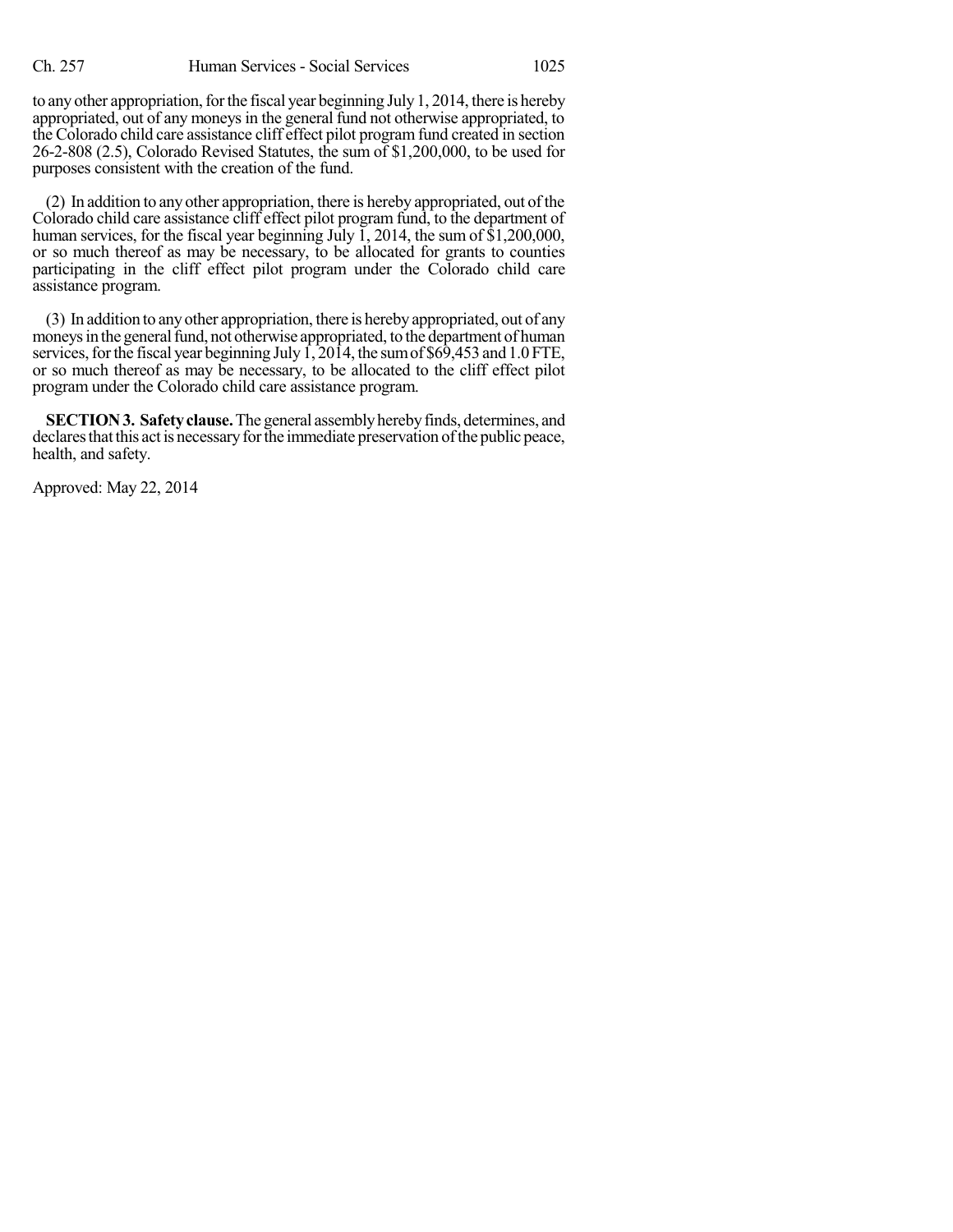to any other appropriation, for the fiscal year beginning July 1, 2014, there is hereby appropriated, out of any moneys in the general fund not otherwise appropriated, to the Colorado child care assistance cliff effect pilot program fund created in section 26-2-808 (2.5), Colorado Revised Statutes, the sum of $1,200,000, to be used for purposes consistent with the creation of the fund.

(2) In addition to any other appropriation, there is hereby appropriated, out of the Colorado child care assistance cliff effect pilot program fund, to the department of human services, for the fiscal year beginning July 1, 2014, the sum of $1,200,000, or so much thereof as may be necessary, to be allocated for grants to counties participating in the cliff effect pilot program under the Colorado child care assistance program.

(3) In addition to any other appropriation, there is hereby appropriated, out of any moneys in the general fund, not otherwise appropriated, to the department of human services, for the fiscal year beginning July 1, 2014, the sum of $69,453 and 1.0 FTE, or so much thereof as may be necessary, to be allocated to the cliff effect pilot program under the Colorado child care assistance program.

**SECTION 3. Safety clause.** The general assembly hereby finds, determines, and declares that this act is necessary for the immediate preservation of the public peace, health, and safety.

Approved: May 22, 2014